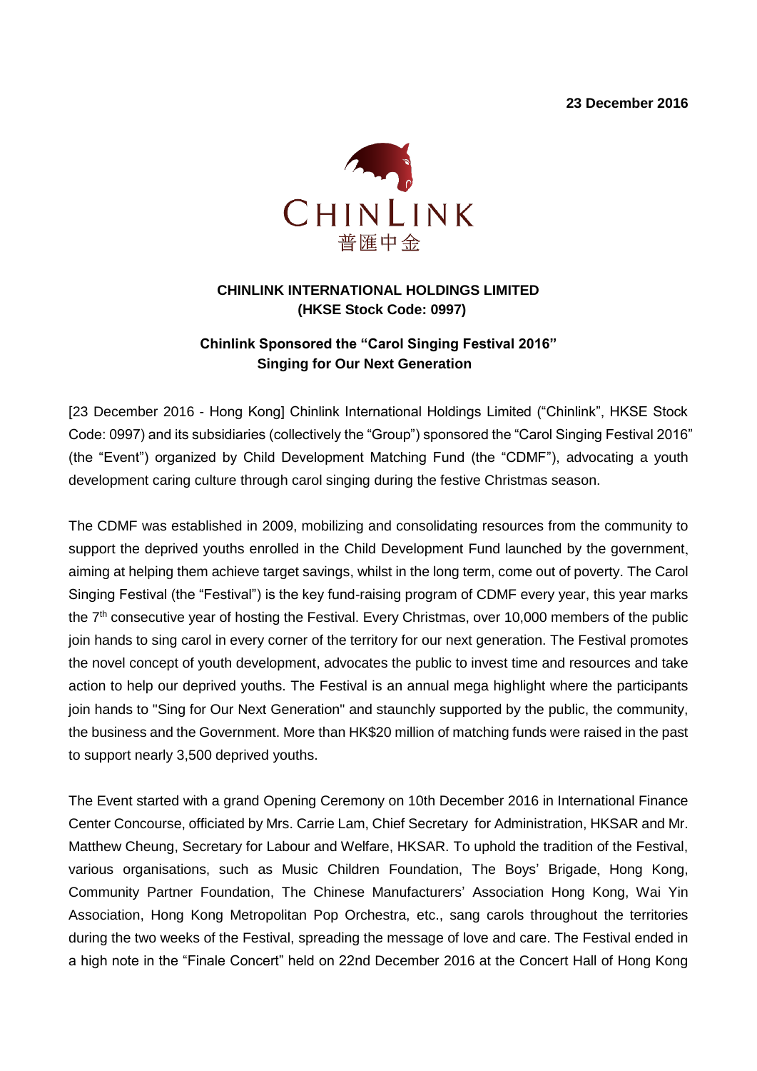**23 December 2016**

CHINLINK
普匯中金

**CHINLINK INTERNATIONAL HOLDINGS LIMITED**
**(HKSE Stock Code: 0997)**

## Chinlink Sponsored the "Carol Singing Festival 2016"
## Singing for Our Next Generation

[23 December 2016 - Hong Kong] Chinlink International Holdings Limited ("Chinlink", HKSE Stock Code: 0997) and its subsidiaries (collectively the "Group") sponsored the "Carol Singing Festival 2016" (the "Event") organized by Child Development Matching Fund (the "CDMF"), advocating a youth development caring culture through carol singing during the festive Christmas season.

The CDMF was established in 2009, mobilizing and consolidating resources from the community to support the deprived youths enrolled in the Child Development Fund launched by the government, aiming at helping them achieve target savings, whilst in the long term, come out of poverty. The Carol Singing Festival (the "Festival") is the key fund-raising program of CDMF every year, this year marks the 7th consecutive year of hosting the Festival. Every Christmas, over 10,000 members of the public join hands to sing carol in every corner of the territory for our next generation. The Festival promotes the novel concept of youth development, advocates the public to invest time and resources and take action to help our deprived youths. The Festival is an annual mega highlight where the participants join hands to "Sing for Our Next Generation" and staunchly supported by the public, the community, the business and the Government. More than HK$20 million of matching funds were raised in the past to support nearly 3,500 deprived youths.

The Event started with a grand Opening Ceremony on 10th December 2016 in International Finance Center Concourse, officiated by Mrs. Carrie Lam, Chief Secretary for Administration, HKSAR and Mr. Matthew Cheung, Secretary for Labour and Welfare, HKSAR. To uphold the tradition of the Festival, various organisations, such as Music Children Foundation, The Boys' Brigade, Hong Kong, Community Partner Foundation, The Chinese Manufacturers' Association Hong Kong, Wai Yin Association, Hong Kong Metropolitan Pop Orchestra, etc., sang carols throughout the territories during the two weeks of the Festival, spreading the message of love and care. The Festival ended in a high note in the "Finale Concert" held on 22nd December 2016 at the Concert Hall of Hong Kong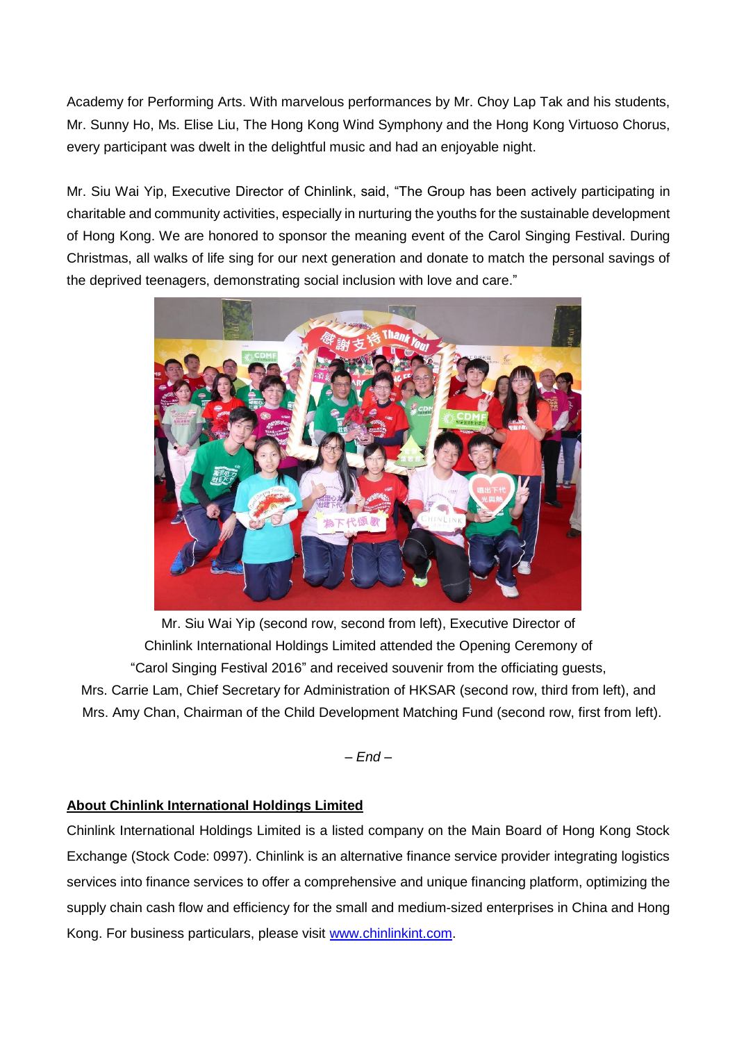Academy for Performing Arts. With marvelous performances by Mr. Choy Lap Tak and his students, Mr. Sunny Ho, Ms. Elise Liu, The Hong Kong Wind Symphony and the Hong Kong Virtuoso Chorus, every participant was dwelt in the delightful music and had an enjoyable night.

Mr. Siu Wai Yip, Executive Director of Chinlink, said, "The Group has been actively participating in charitable and community activities, especially in nurturing the youths for the sustainable development of Hong Kong. We are honored to sponsor the meaning event of the Carol Singing Festival. During Christmas, all walks of life sing for our next generation and donate to match the personal savings of the deprived teenagers, demonstrating social inclusion with love and care."

Mr. Siu Wai Yip (second row, second from left), Executive Director of Chinlink International Holdings Limited attended the Opening Ceremony of "Carol Singing Festival 2016" and received souvenir from the officiating guests, Mrs. Carrie Lam, Chief Secretary for Administration of HKSAR (second row, third from left), and Mrs. Amy Chan, Chairman of the Child Development Matching Fund (second row, first from left).

*– End –*

**About Chinlink International Holdings Limited**

Chinlink International Holdings Limited is a listed company on the Main Board of Hong Kong Stock Exchange (Stock Code: 0997). Chinlink is an alternative finance service provider integrating logistics services into finance services to offer a comprehensive and unique financing platform, optimizing the supply chain cash flow and efficiency for the small and medium-sized enterprises in China and Hong Kong. For business particulars, please visit www.chinlinkint.com.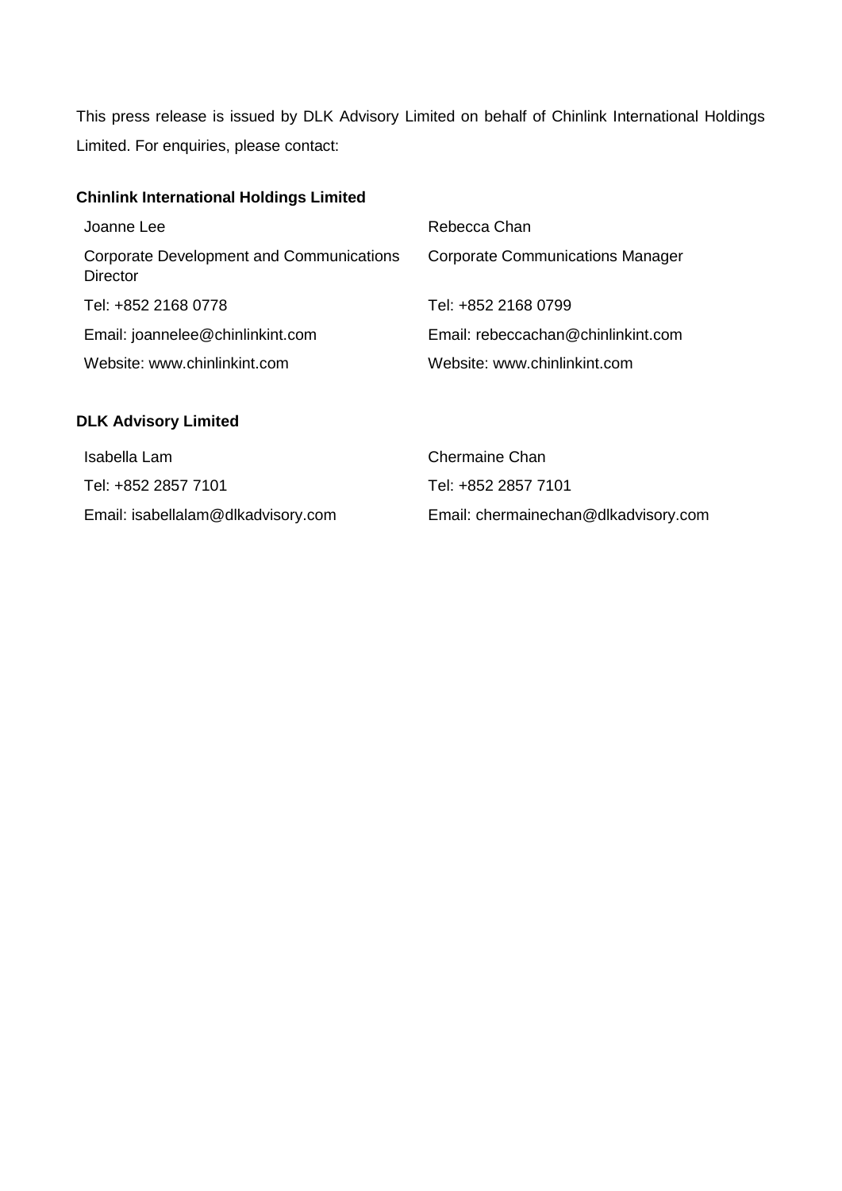This press release is issued by DLK Advisory Limited on behalf of Chinlink International Holdings Limited. For enquiries, please contact:

**Chinlink International Holdings Limited**

| | |
|---|---|
| Joanne Lee | Rebecca Chan |
| Corporate Development and Communications Director | Corporate Communications Manager |
| Tel: +852 2168 0778 | Tel: +852 2168 0799 |
| Email: joannelee@chinlinkint.com | Email: rebeccachan@chinlinkint.com |
| Website: www.chinlinkint.com | Website: www.chinlinkint.com |

**DLK Advisory Limited**

| | |
|---|---|
| Isabella Lam | Chermaine Chan |
| Tel: +852 2857 7101 | Tel: +852 2857 7101 |
| Email: isabellalam@dlkadvisory.com | Email: chermainechan@dlkadvisory.com |